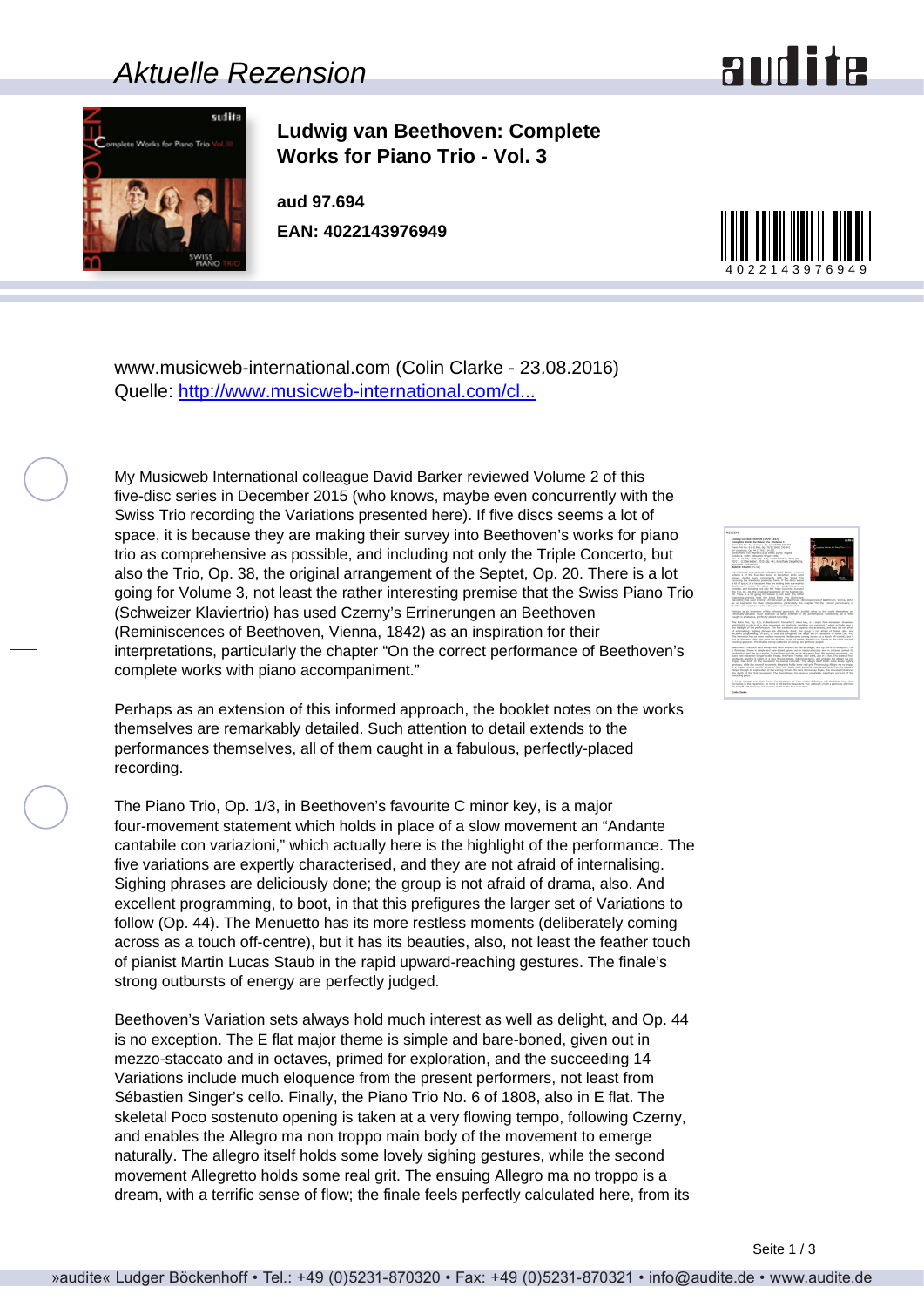# Aktuelle Rezension

## Ludwig van Beethoven: Complete Works for Piano Trio - Vol. 3

**aud 97.694**

**EAN: 4022143976949**

www.musicweb-international.com (Colin Clarke - 23.08.2016)
Quelle: [http://www.musicweb-international.com/cl...](http://www.musicweb-international.com/cl...)

My Musicweb International colleague David Barker reviewed Volume 2 of this five-disc series in December 2015 (who knows, maybe even concurrently with the Swiss Trio recording the Variations presented here). If five discs seems a lot of space, it is because they are making their survey into Beethoven's works for piano trio as comprehensive as possible, and including not only the Triple Concerto, but also the Trio, Op. 38, the original arrangement of the Septet, Op. 20. There is a lot going for Volume 3, not least the rather interesting premise that the Swiss Piano Trio (Schweizer Klaviertrio) has used Czerny's Errinerungen an Beethoven (Reminiscences of Beethoven, Vienna, 1842) as an inspiration for their interpretations, particularly the chapter "On the correct performance of Beethoven's complete works with piano accompaniment."

Perhaps as an extension of this informed approach, the booklet notes on the works themselves are remarkably detailed. Such attention to detail extends to the performances themselves, all of them caught in a fabulous, perfectly-placed recording.

The Piano Trio, Op. 1/3, in Beethoven's favourite C minor key, is a major four-movement statement which holds in place of a slow movement an "Andante cantabile con variazioni," which actually here is the highlight of the performance. The five variations are expertly characterised, and they are not afraid of internalising. Sighing phrases are deliciously done; the group is not afraid of drama, also. And excellent programming, to boot, in that this prefigures the larger set of Variations to follow (Op. 44). The Menuetto has its more restless moments (deliberately coming across as a touch off-centre), but it has its beauties, also, not least the feather touch of pianist Martin Lucas Staub in the rapid upward-reaching gestures. The finale's strong outbursts of energy are perfectly judged.

Beethoven's Variation sets always hold much interest as well as delight, and Op. 44 is no exception. The E flat major theme is simple and bare-boned, given out in mezzo-staccato and in octaves, primed for exploration, and the succeeding 14 Variations include much eloquence from the present performers, not least from Sébastien Singer's cello. Finally, the Piano Trio No. 6 of 1808, also in E flat. The skeletal Poco sostenuto opening is taken at a very flowing tempo, following Czerny, and enables the Allegro ma non troppo main body of the movement to emerge naturally. The allegro itself holds some lovely sighing gestures, while the second movement Allegretto holds some real grit. The ensuing Allegro ma no troppo is a dream, with a terrific sense of flow; the finale feels perfectly calculated here, from its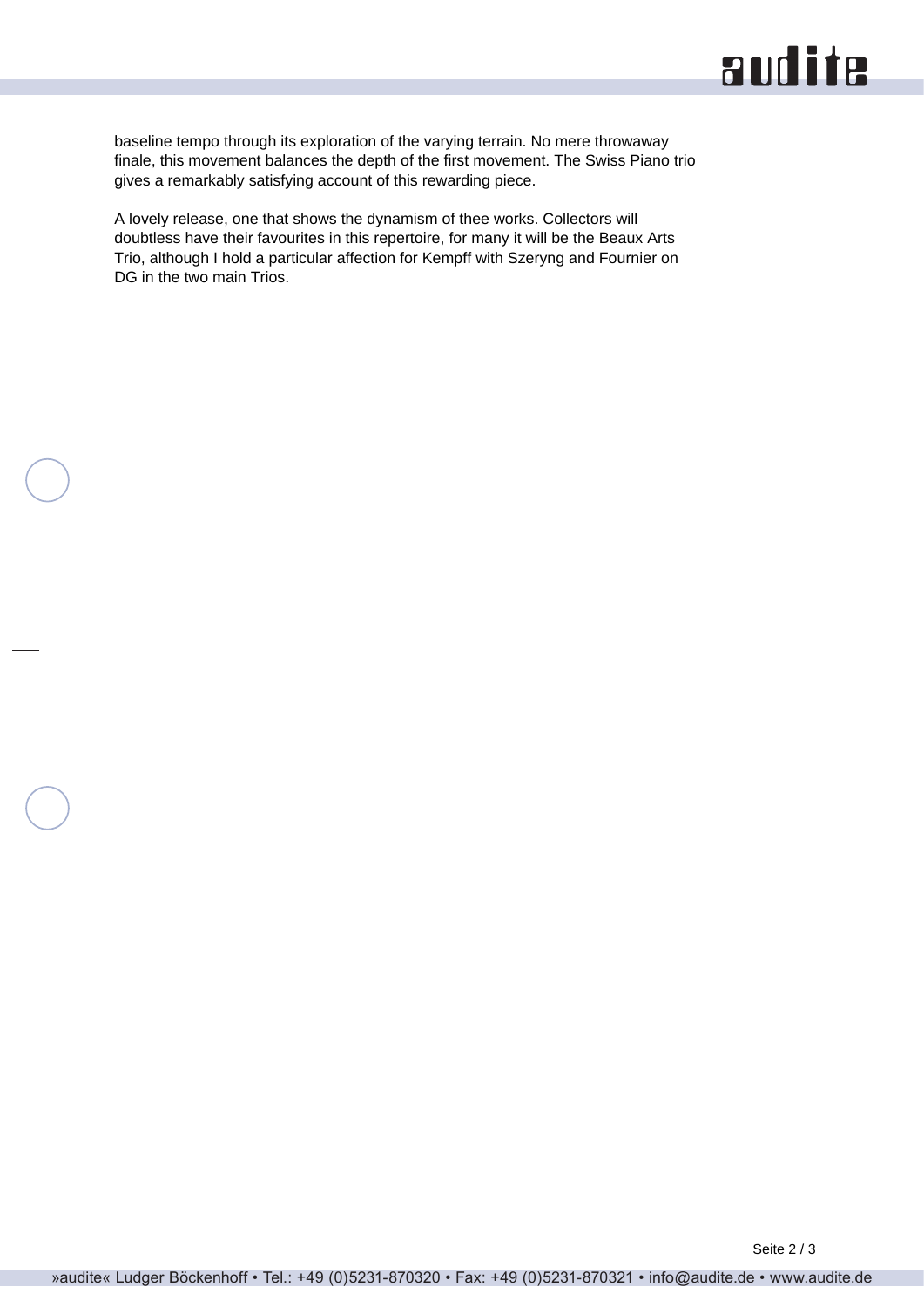baseline tempo through its exploration of the varying terrain. No mere throwaway finale, this movement balances the depth of the first movement. The Swiss Piano trio gives a remarkably satisfying account of this rewarding piece.

A lovely release, one that shows the dynamism of thee works. Collectors will doubtless have their favourites in this repertoire, for many it will be the Beaux Arts Trio, although I hold a particular affection for Kempff with Szeryng and Fournier on DG in the two main Trios.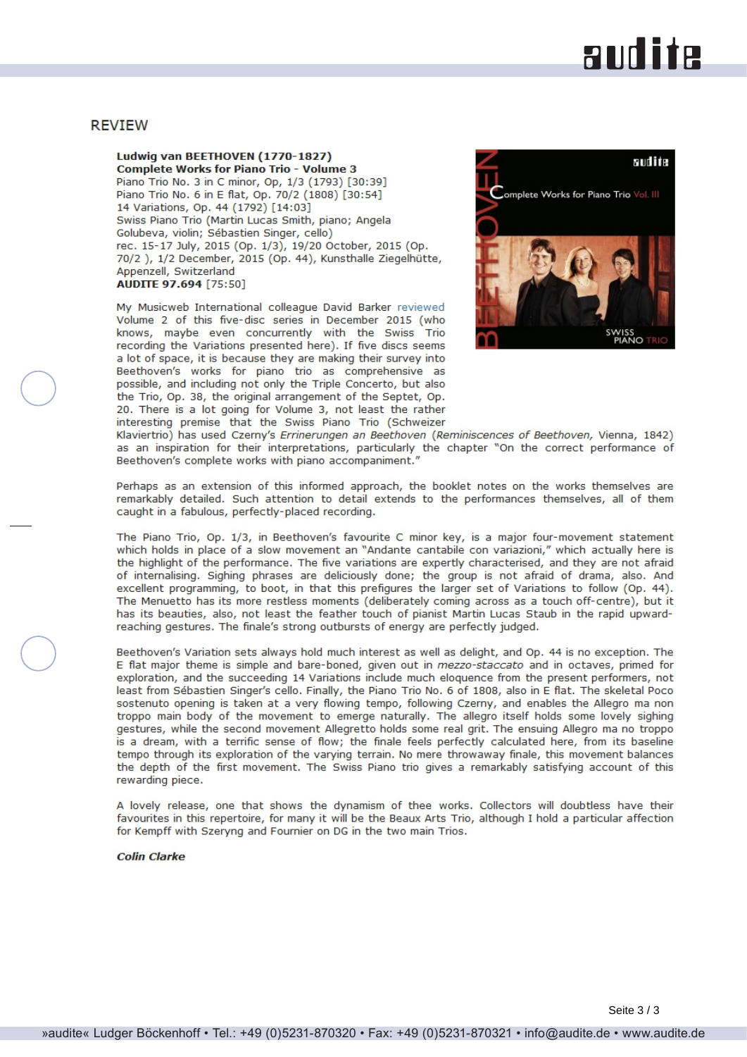## REVIEW

**Ludwig van BEETHOVEN (1770-1827)**
**Complete Works for Piano Trio - Volume 3**
Piano Trio No. 3 in C minor, Op, 1/3 (1793) [30:39]
Piano Trio No. 6 in E flat, Op. 70/2 (1808) [30:54]
14 Variations, Op. 44 (1792) [14:03]
Swiss Piano Trio (Martin Lucas Smith, piano; Angela Golubeva, violin; Sébastien Singer, cello)
rec. 15-17 July, 2015 (Op. 1/3), 19/20 October, 2015 (Op. 70/2 ), 1/2 December, 2015 (Op. 44), Kunsthalle Ziegelhütte, Appenzell, Switzerland
**AUDITE 97.694** [75:50]

My Musicweb International colleague David Barker reviewed Volume 2 of this five-disc series in December 2015 (who knows, maybe even concurrently with the Swiss Trio recording the Variations presented here). If five discs seems a lot of space, it is because they are making their survey into Beethoven's works for piano trio as comprehensive as possible, and including not only the Triple Concerto, but also the Trio, Op. 38, the original arrangement of the Septet, Op. 20. There is a lot going for Volume 3, not least the rather interesting premise that the Swiss Piano Trio (Schweizer Klaviertrio) has used Czerny's *Errinerungen an Beethoven* (*Reminiscences of Beethoven*, Vienna, 1842) as an inspiration for their interpretations, particularly the chapter "On the correct performance of Beethoven's complete works with piano accompaniment."

Perhaps as an extension of this informed approach, the booklet notes on the works themselves are remarkably detailed. Such attention to detail extends to the performances themselves, all of them caught in a fabulous, perfectly-placed recording.

The Piano Trio, Op. 1/3, in Beethoven's favourite C minor key, is a major four-movement statement which holds in place of a slow movement an "Andante cantabile con variazioni," which actually here is the highlight of the performance. The five variations are expertly characterised, and they are not afraid of internalising. Sighing phrases are deliciously done; the group is not afraid of drama, also. And excellent programming, to boot, in that this prefigures the larger set of Variations to follow (Op. 44). The Menuetto has its more restless moments (deliberately coming across as a touch off-centre), but it has its beauties, also, not least the feather touch of pianist Martin Lucas Staub in the rapid upward-reaching gestures. The finale's strong outbursts of energy are perfectly judged.

Beethoven's Variation sets always hold much interest as well as delight, and Op. 44 is no exception. The E flat major theme is simple and bare-boned, given out in *mezzo-staccato* and in octaves, primed for exploration, and the succeeding 14 Variations include much eloquence from the present performers, not least from Sébastien Singer's cello. Finally, the Piano Trio No. 6 of 1808, also in E flat. The skeletal Poco sostenuto opening is taken at a very flowing tempo, following Czerny, and enables the Allegro ma non troppo main body of the movement to emerge naturally. The allegro itself holds some lovely sighing gestures, while the second movement Allegretto holds some real grit. The ensuing Allegro ma no troppo is a dream, with a terrific sense of flow; the finale feels perfectly calculated here, from its baseline tempo through its exploration of the varying terrain. No mere throwaway finale, this movement balances the depth of the first movement. The Swiss Piano trio gives a remarkably satisfying account of this rewarding piece.

A lovely release, one that shows the dynamism of thee works. Collectors will doubtless have their favourites in this repertoire, for many it will be the Beaux Arts Trio, although I hold a particular affection for Kempff with Szeryng and Fournier on DG in the two main Trios.

***Colin Clarke***

»audite« Ludger Böckenhoff • Tel.: +49 (0)5231-870320 • Fax: +49 (0)5231-870321 • info@audite.de • www.audite.de